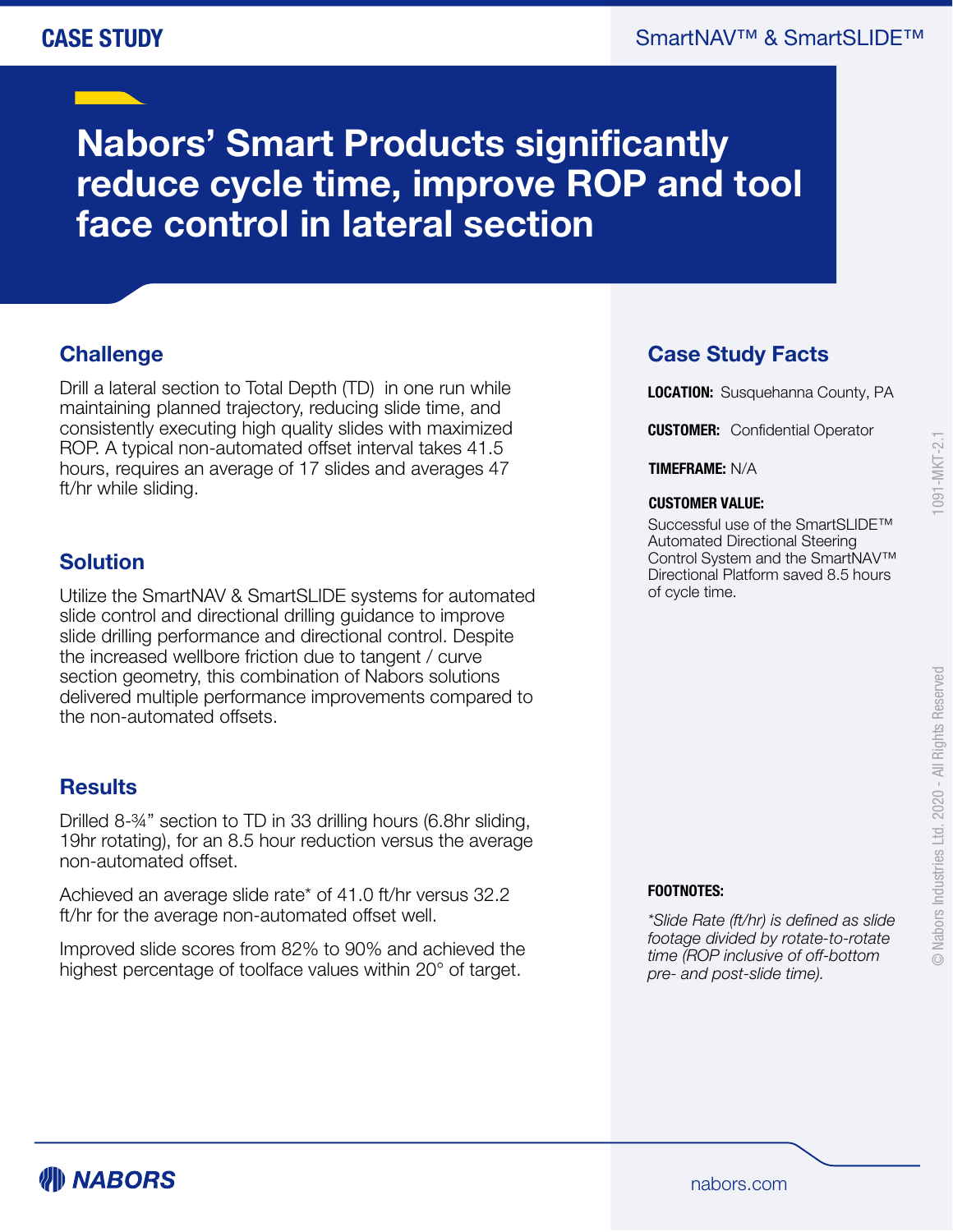CASE STUDY

SmartNAV™ & SmartSLIDE™

# Nabors' Smart Products significantly reduce cycle time, improve ROP and tool face control in lateral section

## Challenge

Drill a lateral section to Total Depth (TD) in one run while maintaining planned trajectory, reducing slide time, and consistently executing high quality slides with maximized ROP. A typical non-automated offset interval takes 41.5 hours, requires an average of 17 slides and averages 47 ft/hr while sliding.

## Solution

Utilize the SmartNAV & SmartSLIDE systems for automated slide control and directional drilling guidance to improve slide drilling performance and directional control. Despite the increased wellbore friction due to tangent / curve section geometry, this combination of Nabors solutions delivered multiple performance improvements compared to the non-automated offsets.

## Results

Drilled 8-¾" section to TD in 33 drilling hours (6.8hr sliding, 19hr rotating), for an 8.5 hour reduction versus the average non-automated offset.

Achieved an average slide rate* of 41.0 ft/hr versus 32.2 ft/hr for the average non-automated offset well.

Improved slide scores from 82% to 90% and achieved the highest percentage of toolface values within 20° of target.

## Case Study Facts

**LOCATION:** Susquehanna County, PA

**CUSTOMER:** Confidential Operator

**TIMEFRAME:** N/A

**CUSTOMER VALUE:**

Successful use of the SmartSLIDE™ Automated Directional Steering Control System and the SmartNAV™ Directional Platform saved 8.5 hours of cycle time.

**FOOTNOTES:**

*\*Slide Rate (ft/hr) is defined as slide footage divided by rotate-to-rotate time (ROP inclusive of off-bottom pre- and post-slide time).*

1091-MKT-2.1

© Nabors Industries Ltd. 2020 - All Rights Reserved

NABORS

nabors.com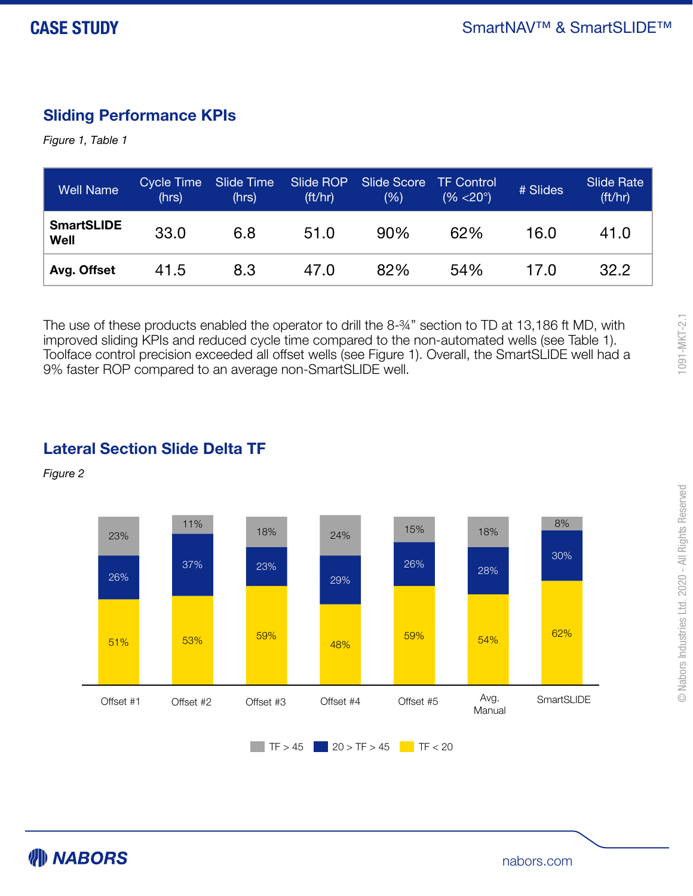## Sliding Performance KPIs

*Figure 1, Table 1*

| Well Name | Cycle Time (hrs) | Slide Time (hrs) | Slide ROP (ft/hr) | Slide Score (%) | TF Control (% <20°) | # Slides | Slide Rate (ft/hr) |
|---|---|---|---|---|---|---|---|
| **SmartSLIDE Well** | 33.0 | 6.8 | 51.0 | 90% | 62% | 16.0 | 41.0 |
| **Avg. Offset** | 41.5 | 8.3 | 47.0 | 82% | 54% | 17.0 | 32.2 |

The use of these products enabled the operator to drill the 8-¾" section to TD at 13,186 ft MD, with improved sliding KPIs and reduced cycle time compared to the non-automated wells (see Table 1). Toolface control precision exceeded all offset wells (see Figure 1). Overall, the SmartSLIDE well had a 9% faster ROP compared to an average non-SmartSLIDE well.

## Lateral Section Slide Delta TF

*Figure 2*

Offset #1: 23%, 26%, 51%
Offset #2: 11%, 37%, 53%
Offset #3: 18%, 23%, 59%
Offset #4: 24%, 29%, 48%
Offset #5: 15%, 26%, 59%
Avg. Manual: 18%, 28%, 54%
SmartSLIDE: 8%, 30%, 62%

TF > 45 | 20 > TF > 45 | TF < 20